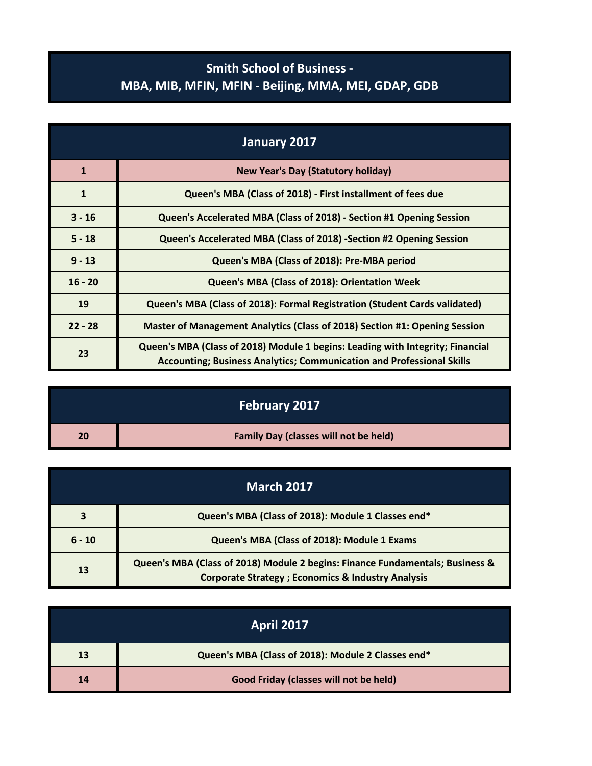# Smith School of Business - MBA, MIB, MFIN, MFIN - Beijing, MMA, MEI, GDAP, GDB

## January 2017

| Date | Event |
| --- | --- |
| 1 | New Year's Day (Statutory holiday) |
| 1 | Queen's MBA (Class of 2018) - First installment of fees due |
| 3 - 16 | Queen's Accelerated MBA (Class of 2018) - Section #1 Opening Session |
| 5 - 18 | Queen's Accelerated MBA (Class of 2018) -Section #2 Opening Session |
| 9 - 13 | Queen's MBA (Class of 2018): Pre-MBA period |
| 16 - 20 | Queen's MBA (Class of 2018): Orientation Week |
| 19 | Queen's MBA (Class of 2018): Formal Registration (Student Cards validated) |
| 22 - 28 | Master of Management Analytics (Class of 2018) Section #1: Opening Session |
| 23 | Queen's MBA (Class of 2018) Module 1 begins: Leading with Integrity; Financial Accounting; Business Analytics; Communication and Professional Skills |

## February 2017

| Date | Event |
| --- | --- |
| 20 | Family Day (classes will not be held) |

## March 2017

| Date | Event |
| --- | --- |
| 3 | Queen's MBA (Class of 2018): Module 1 Classes end* |
| 6 - 10 | Queen's MBA (Class of 2018): Module 1 Exams |
| 13 | Queen's MBA (Class of 2018) Module 2 begins: Finance Fundamentals; Business & Corporate Strategy ; Economics & Industry Analysis |

## April 2017

| Date | Event |
| --- | --- |
| 13 | Queen's MBA (Class of 2018): Module 2 Classes end* |
| 14 | Good Friday (classes will not be held) |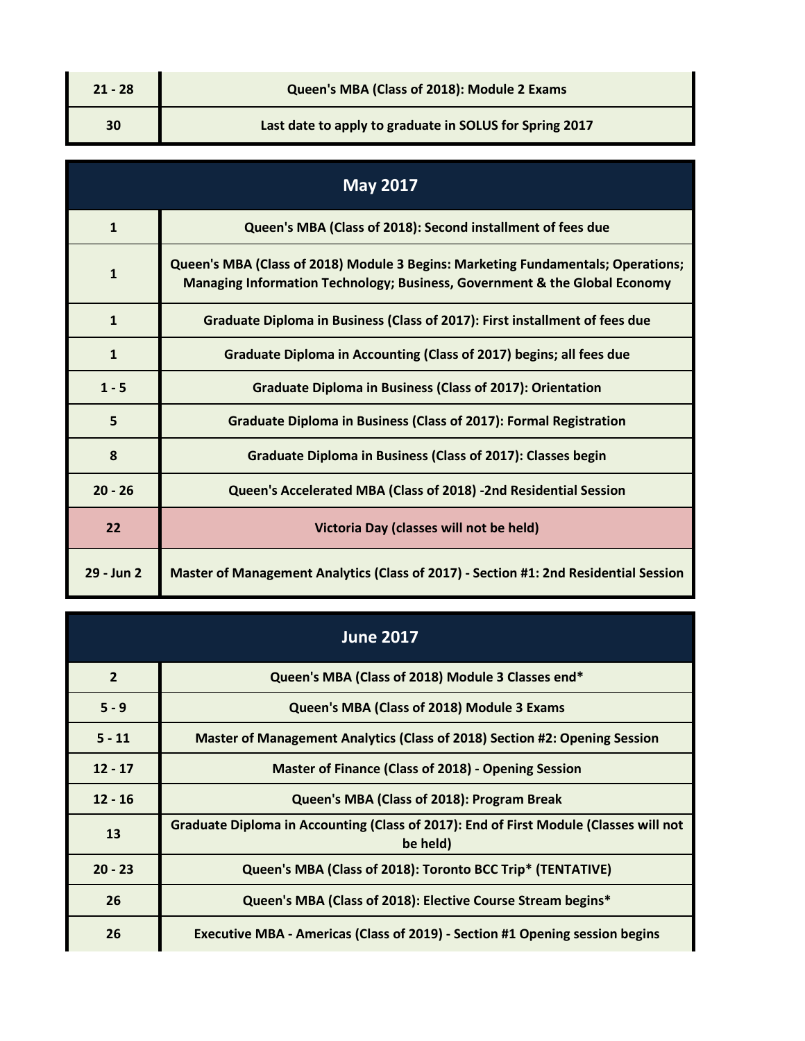| | |
|---|---|
| 21 - 28 | Queen's MBA (Class of 2018): Module 2 Exams |
| 30 | Last date to apply to graduate in SOLUS for Spring 2017 |

## May 2017

| | |
|---|---|
| 1 | Queen's MBA (Class of 2018): Second installment of fees due |
| 1 | Queen's MBA (Class of 2018) Module 3 Begins: Marketing Fundamentals; Operations; Managing Information Technology; Business, Government & the Global Economy |
| 1 | Graduate Diploma in Business (Class of 2017): First installment of fees due |
| 1 | Graduate Diploma in Accounting (Class of 2017) begins; all fees due |
| 1 - 5 | Graduate Diploma in Business (Class of 2017): Orientation |
| 5 | Graduate Diploma in Business (Class of 2017): Formal Registration |
| 8 | Graduate Diploma in Business (Class of 2017): Classes begin |
| 20 - 26 | Queen's Accelerated MBA (Class of 2018) -2nd Residential Session |
| 22 | Victoria Day (classes will not be held) |
| 29 - Jun 2 | Master of Management Analytics (Class of 2017) - Section #1: 2nd Residential Session |

## June 2017

| | |
|---|---|
| 2 | Queen's MBA (Class of 2018) Module 3 Classes end* |
| 5 - 9 | Queen's MBA (Class of 2018) Module 3 Exams |
| 5 - 11 | Master of Management Analytics (Class of 2018) Section #2: Opening Session |
| 12 - 17 | Master of Finance (Class of 2018) - Opening Session |
| 12 - 16 | Queen's MBA (Class of 2018): Program Break |
| 13 | Graduate Diploma in Accounting (Class of 2017): End of First Module (Classes will not be held) |
| 20 - 23 | Queen's MBA (Class of 2018): Toronto BCC Trip* (TENTATIVE) |
| 26 | Queen's MBA (Class of 2018): Elective Course Stream begins* |
| 26 | Executive MBA - Americas (Class of 2019) - Section #1 Opening session begins |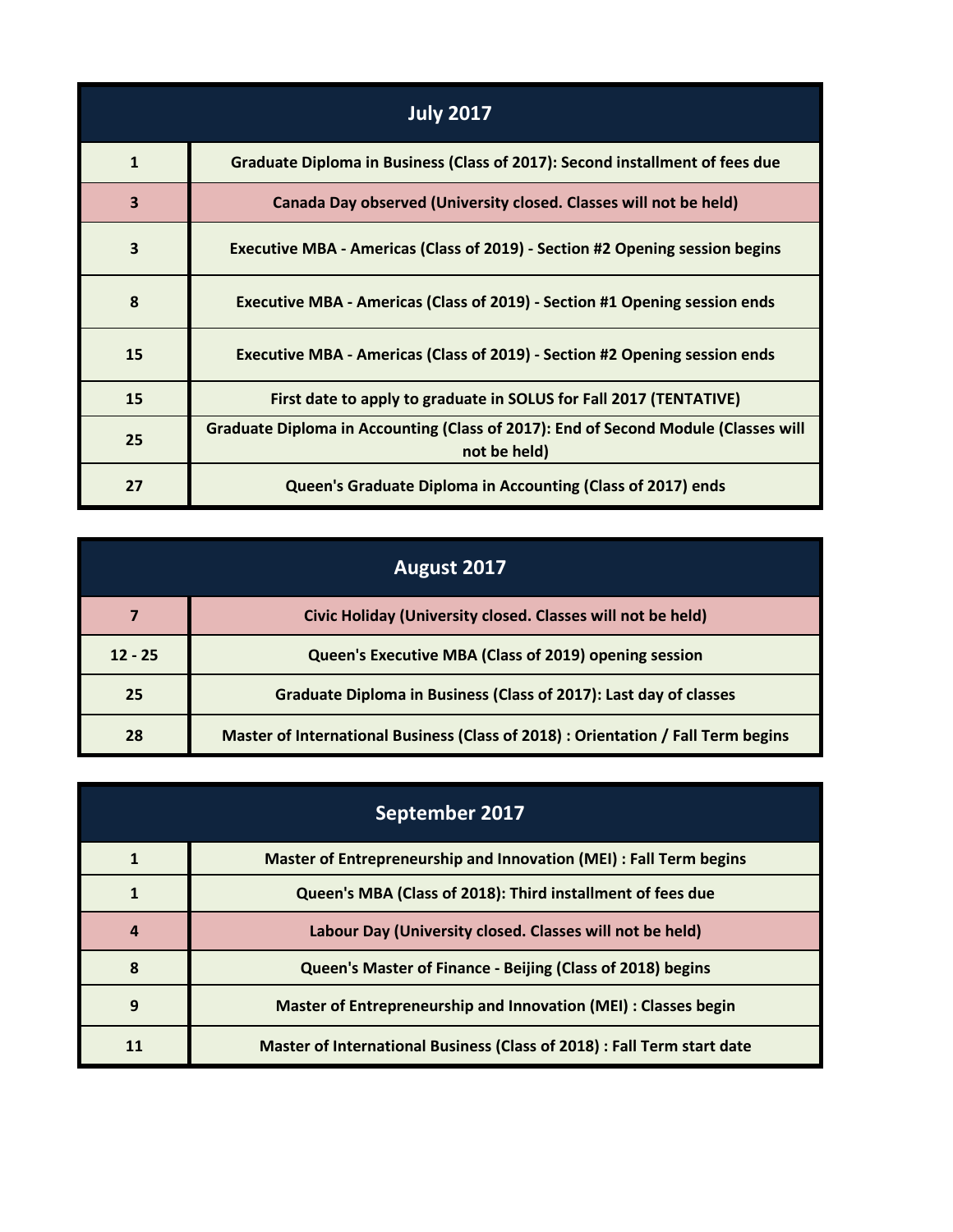| July 2017 | |
|---|---|
| 1 | Graduate Diploma in Business (Class of 2017): Second installment of fees due |
| 3 | Canada Day observed (University closed. Classes will not be held) |
| 3 | Executive MBA - Americas (Class of 2019) - Section #2 Opening session begins |
| 8 | Executive MBA - Americas (Class of 2019) - Section #1 Opening session ends |
| 15 | Executive MBA - Americas (Class of 2019) - Section #2 Opening session ends |
| 15 | First date to apply to graduate in SOLUS for Fall 2017 (TENTATIVE) |
| 25 | Graduate Diploma in Accounting (Class of 2017): End of Second Module (Classes will not be held) |
| 27 | Queen's Graduate Diploma in Accounting (Class of 2017) ends |

| August 2017 | |
|---|---|
| 7 | Civic Holiday (University closed. Classes will not be held) |
| 12 - 25 | Queen's Executive MBA (Class of 2019) opening session |
| 25 | Graduate Diploma in Business (Class of 2017): Last day of classes |
| 28 | Master of International Business (Class of 2018) : Orientation / Fall Term begins |

| September 2017 | |
|---|---|
| 1 | Master of Entrepreneurship and Innovation (MEI) : Fall Term begins |
| 1 | Queen's MBA (Class of 2018): Third installment of fees due |
| 4 | Labour Day (University closed. Classes will not be held) |
| 8 | Queen's Master of Finance - Beijing (Class of 2018) begins |
| 9 | Master of Entrepreneurship and Innovation (MEI) : Classes begin |
| 11 | Master of International Business (Class of 2018) : Fall Term start date |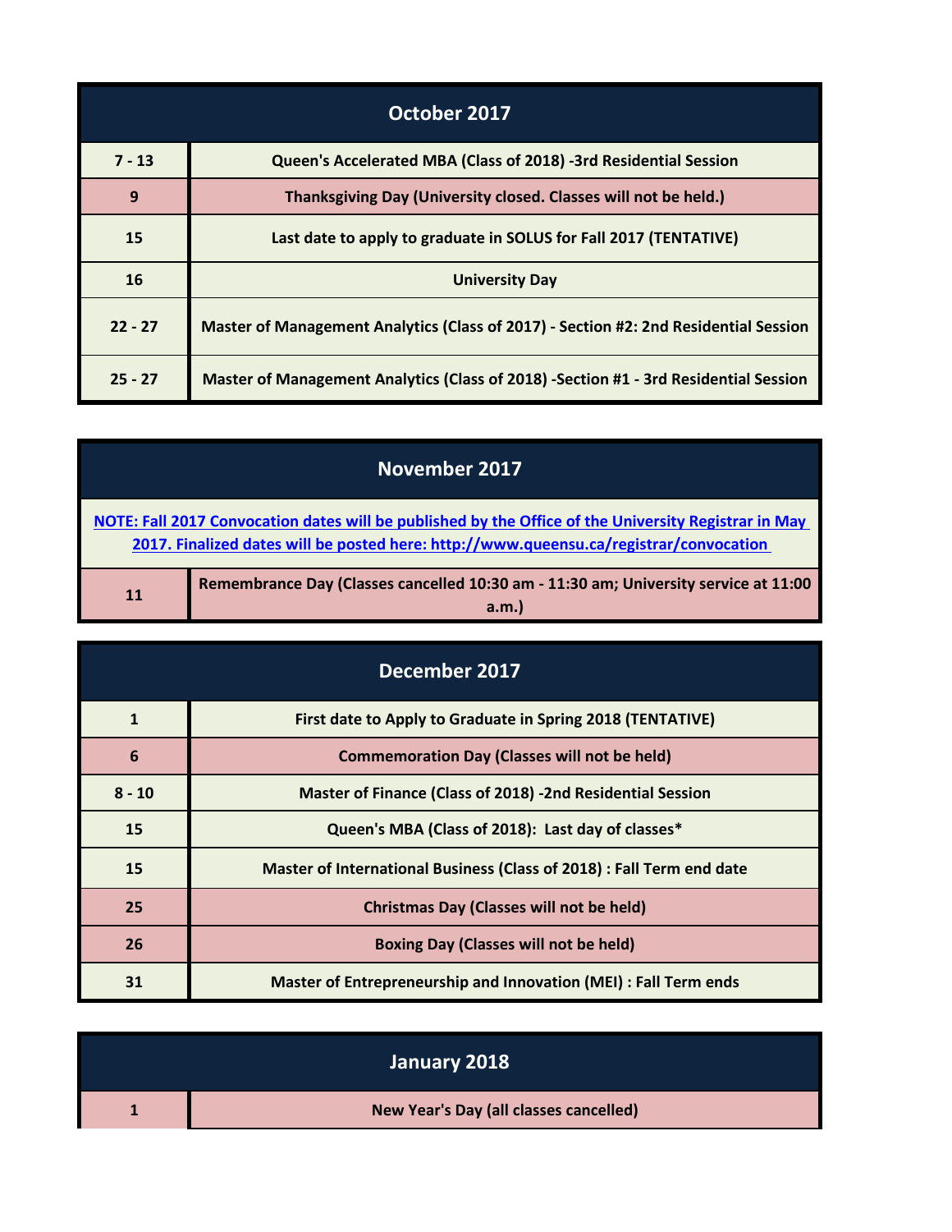## October 2017

| | |
|---|---|
| 7 - 13 | Queen's Accelerated MBA (Class of 2018) -3rd Residential Session |
| 9 | Thanksgiving Day (University closed. Classes will not be held.) |
| 15 | Last date to apply to graduate in SOLUS for Fall 2017 (TENTATIVE) |
| 16 | University Day |
| 22 - 27 | Master of Management Analytics (Class of 2017) - Section #2: 2nd Residential Session |
| 25 - 27 | Master of Management Analytics (Class of 2018) -Section #1 - 3rd Residential Session |

## November 2017

**NOTE: Fall 2017 Convocation dates will be published by the Office of the University Registrar in May 2017. Finalized dates will be posted here: http://www.queensu.ca/registrar/convocation**

| | |
|---|---|
| 11 | Remembrance Day (Classes cancelled 10:30 am - 11:30 am; University service at 11:00 a.m.) |

## December 2017

| | |
|---|---|
| 1 | First date to Apply to Graduate in Spring 2018 (TENTATIVE) |
| 6 | Commemoration Day (Classes will not be held) |
| 8 - 10 | Master of Finance (Class of 2018) -2nd Residential Session |
| 15 | Queen's MBA (Class of 2018): Last day of classes* |
| 15 | Master of International Business (Class of 2018) : Fall Term end date |
| 25 | Christmas Day (Classes will not be held) |
| 26 | Boxing Day (Classes will not be held) |
| 31 | Master of Entrepreneurship and Innovation (MEI) : Fall Term ends |

## January 2018

| | |
|---|---|
| 1 | New Year's Day (all classes cancelled) |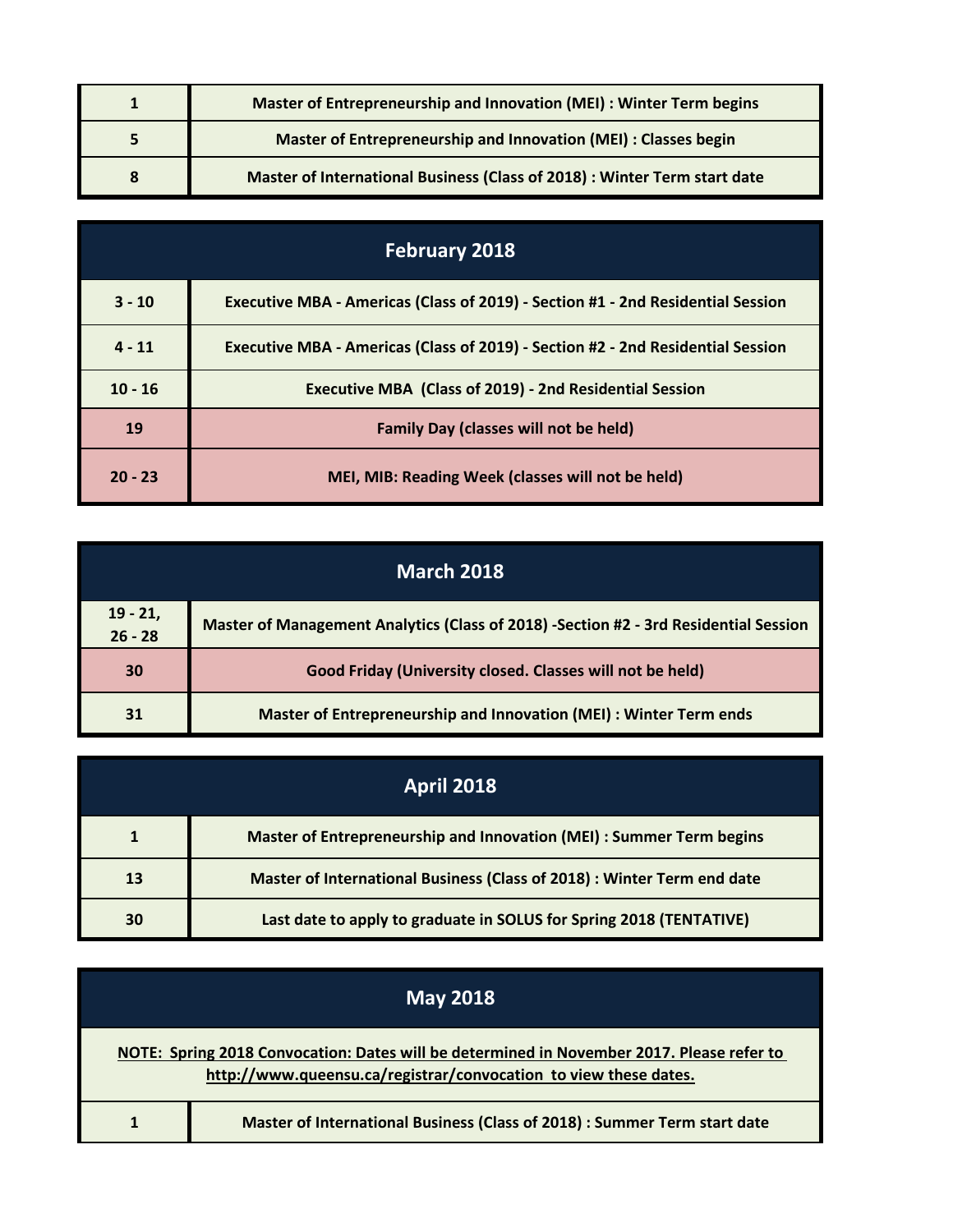| | |
|---|---|
| 1 | **Master of Entrepreneurship and Innovation (MEI) : Winter Term begins** |
| 5 | **Master of Entrepreneurship and Innovation (MEI) : Classes begin** |
| 8 | **Master of International Business (Class of 2018) : Winter Term start date** |

## February 2018

| | |
|---|---|
| 3 - 10 | **Executive MBA - Americas (Class of 2019) - Section #1 - 2nd Residential Session** |
| 4 - 11 | **Executive MBA - Americas (Class of 2019) - Section #2 - 2nd Residential Session** |
| 10 - 16 | **Executive MBA (Class of 2019) - 2nd Residential Session** |
| 19 | **Family Day (classes will not be held)** |
| 20 - 23 | **MEI, MIB: Reading Week (classes will not be held)** |

## March 2018

| | |
|---|---|
| 19 - 21, 26 - 28 | **Master of Management Analytics (Class of 2018) -Section #2 - 3rd Residential Session** |
| 30 | **Good Friday (University closed. Classes will not be held)** |
| 31 | **Master of Entrepreneurship and Innovation (MEI) : Winter Term ends** |

## April 2018

| | |
|---|---|
| 1 | **Master of Entrepreneurship and Innovation (MEI) : Summer Term begins** |
| 13 | **Master of International Business (Class of 2018) : Winter Term end date** |
| 30 | **Last date to apply to graduate in SOLUS for Spring 2018 (TENTATIVE)** |

## May 2018

**NOTE: Spring 2018 Convocation: Dates will be determined in November 2017. Please refer to http://www.queensu.ca/registrar/convocation to view these dates.**

| | |
|---|---|
| 1 | **Master of International Business (Class of 2018) : Summer Term start date** |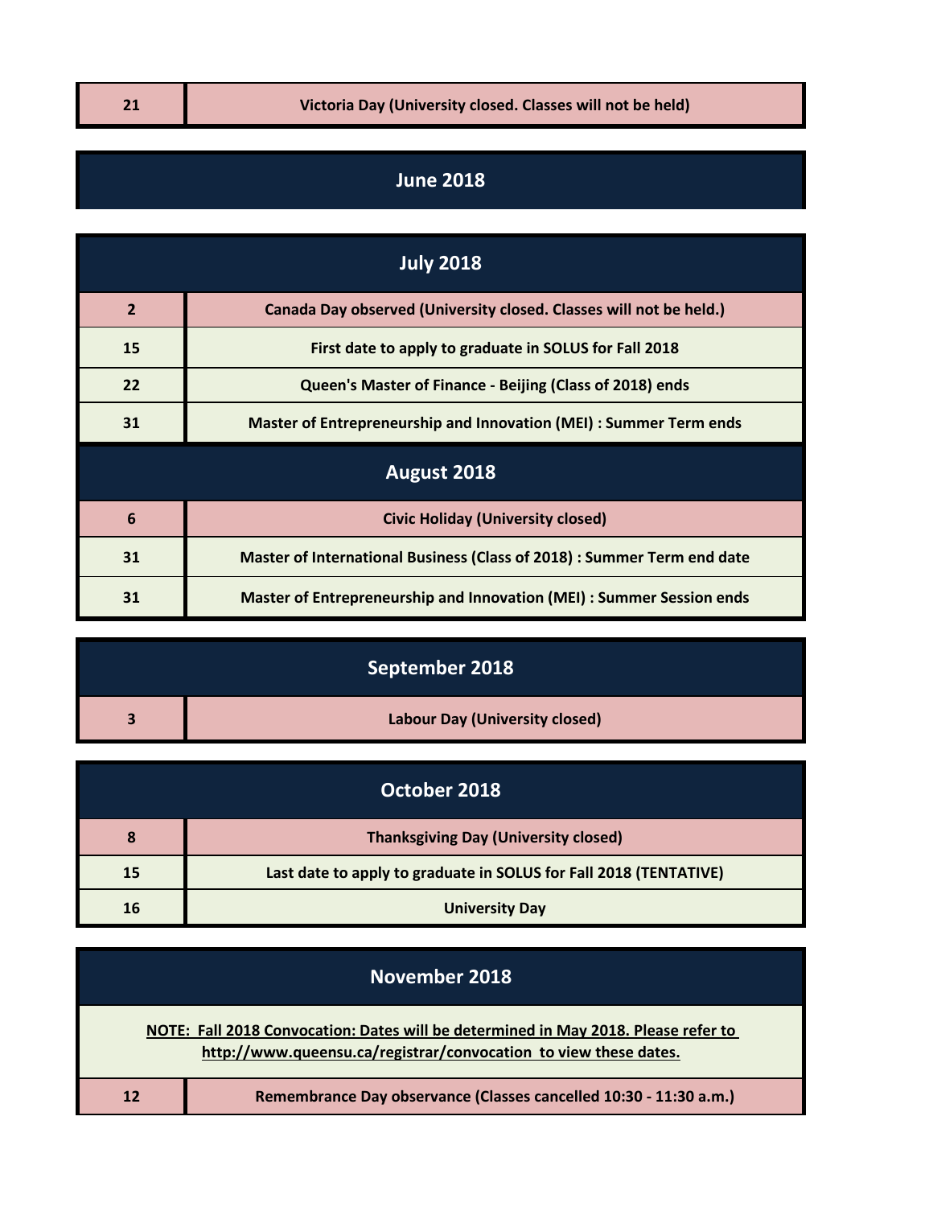| | |
|---|---|
| 21 | Victoria Day (University closed. Classes will not be held) |

## June 2018

## July 2018

| | |
|---|---|
| 2 | Canada Day observed (University closed. Classes will not be held.) |
| 15 | First date to apply to graduate in SOLUS for Fall 2018 |
| 22 | Queen's Master of Finance - Beijing (Class of 2018) ends |
| 31 | Master of Entrepreneurship and Innovation (MEI) : Summer Term ends |

## August 2018

| | |
|---|---|
| 6 | Civic Holiday (University closed) |
| 31 | Master of International Business (Class of 2018) : Summer Term end date |
| 31 | Master of Entrepreneurship and Innovation (MEI) : Summer Session ends |

## September 2018

| | |
|---|---|
| 3 | Labour Day (University closed) |

## October 2018

| | |
|---|---|
| 8 | Thanksgiving Day (University closed) |
| 15 | Last date to apply to graduate in SOLUS for Fall 2018 (TENTATIVE) |
| 16 | University Day |

## November 2018

**NOTE: Fall 2018 Convocation: Dates will be determined in May 2018. Please refer to http://www.queensu.ca/registrar/convocation to view these dates.**

| | |
|---|---|
| 12 | Remembrance Day observance (Classes cancelled 10:30 - 11:30 a.m.) |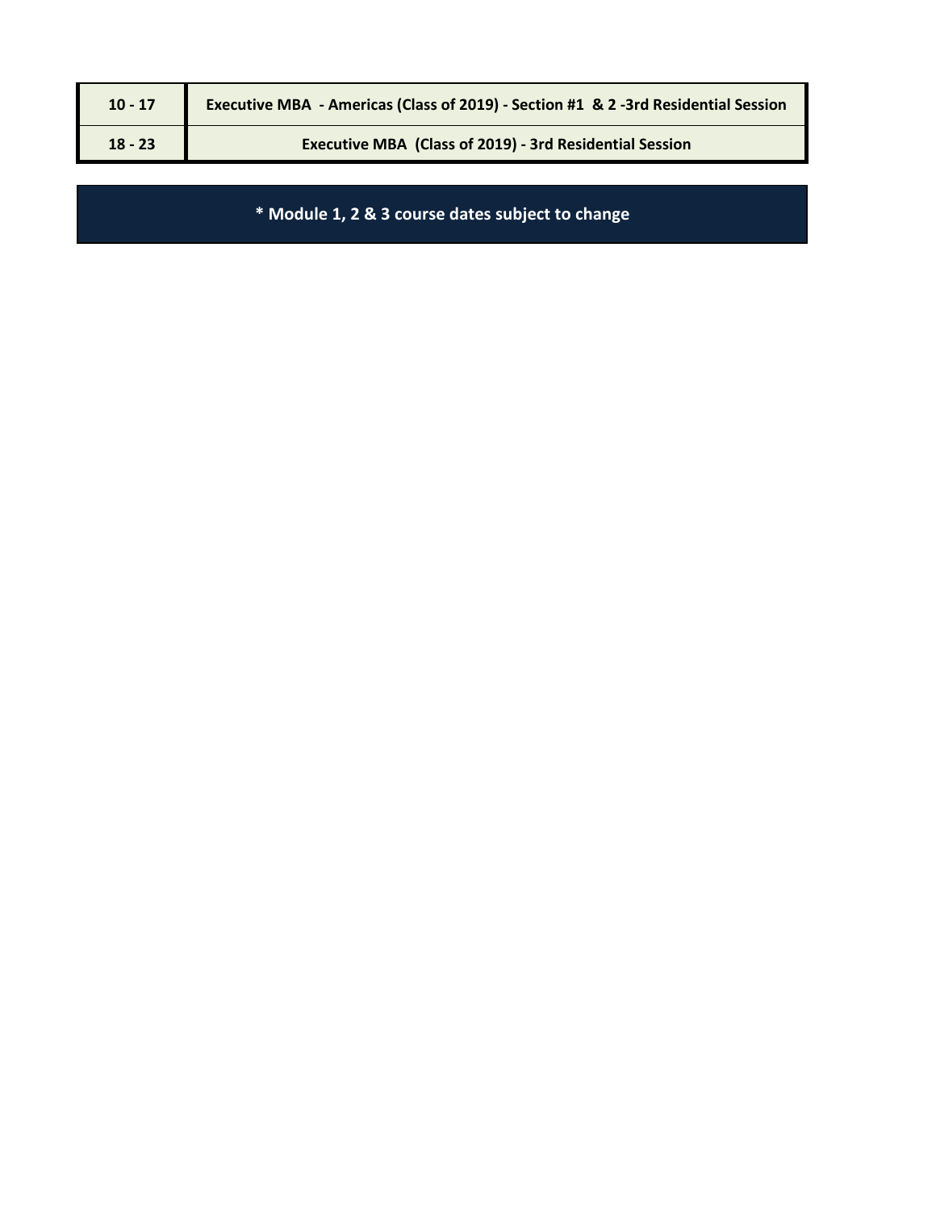| | |
|---|---|
| 10 - 17 | Executive MBA - Americas (Class of 2019) - Section #1 & 2 -3rd Residential Session |
| 18 - 23 | Executive MBA (Class of 2019) - 3rd Residential Session |

**\* Module 1, 2 & 3 course dates subject to change**